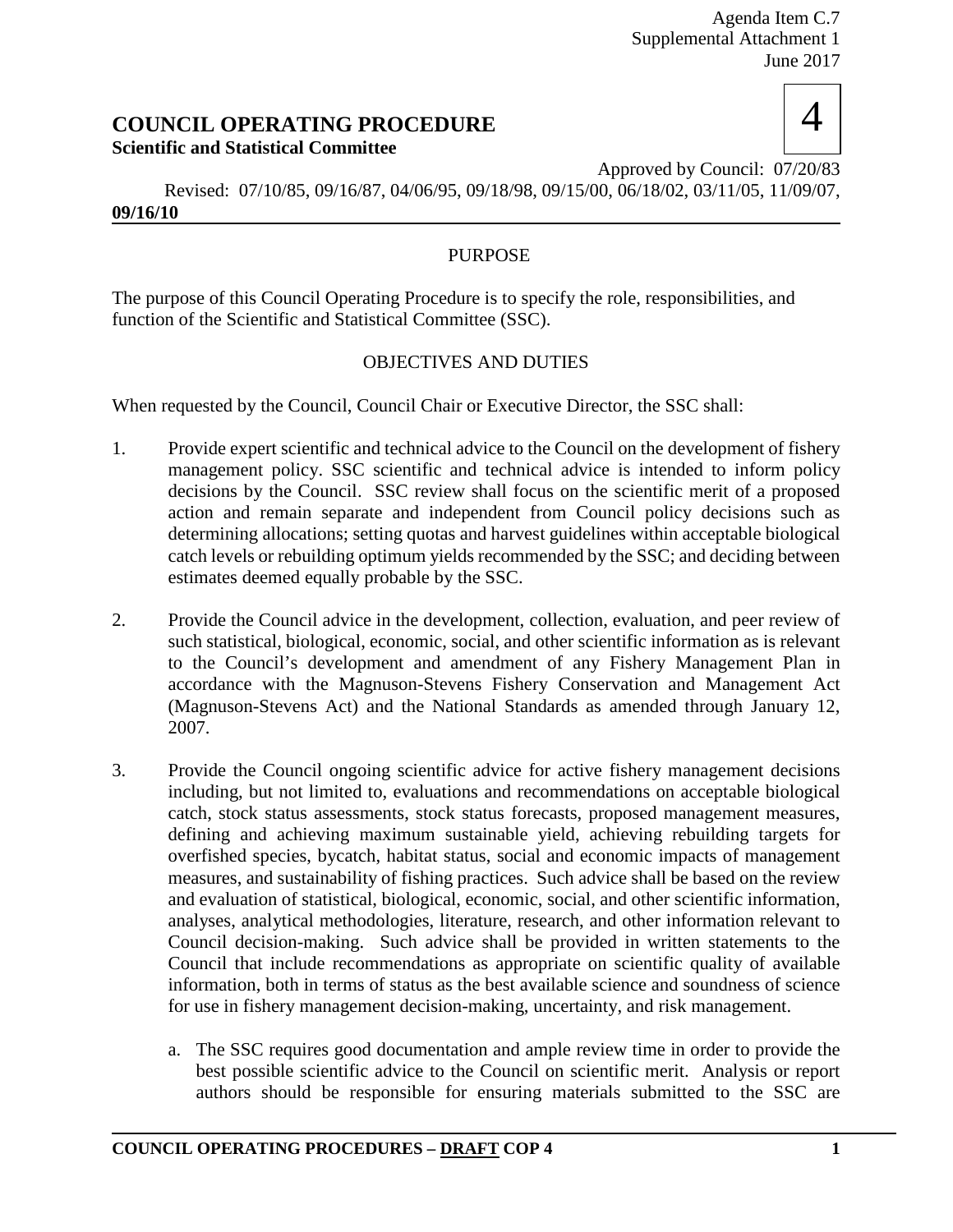Agenda Item C.7
Supplemental Attachment 1
June 2017

# COUNCIL OPERATING PROCEDURE

**Scientific and Statistical Committee**

4

Approved by Council: 07/20/83

Revised: 07/10/85, 09/16/87, 04/06/95, 09/18/98, 09/15/00, 06/18/02, 03/11/05, 11/09/07, **09/16/10**

## PURPOSE

The purpose of this Council Operating Procedure is to specify the role, responsibilities, and function of the Scientific and Statistical Committee (SSC).

## OBJECTIVES AND DUTIES

When requested by the Council, Council Chair or Executive Director, the SSC shall:

1. Provide expert scientific and technical advice to the Council on the development of fishery management policy. SSC scientific and technical advice is intended to inform policy decisions by the Council. SSC review shall focus on the scientific merit of a proposed action and remain separate and independent from Council policy decisions such as determining allocations; setting quotas and harvest guidelines within acceptable biological catch levels or rebuilding optimum yields recommended by the SSC; and deciding between estimates deemed equally probable by the SSC.

2. Provide the Council advice in the development, collection, evaluation, and peer review of such statistical, biological, economic, social, and other scientific information as is relevant to the Council's development and amendment of any Fishery Management Plan in accordance with the Magnuson-Stevens Fishery Conservation and Management Act (Magnuson-Stevens Act) and the National Standards as amended through January 12, 2007.

3. Provide the Council ongoing scientific advice for active fishery management decisions including, but not limited to, evaluations and recommendations on acceptable biological catch, stock status assessments, stock status forecasts, proposed management measures, defining and achieving maximum sustainable yield, achieving rebuilding targets for overfished species, bycatch, habitat status, social and economic impacts of management measures, and sustainability of fishing practices. Such advice shall be based on the review and evaluation of statistical, biological, economic, social, and other scientific information, analyses, analytical methodologies, literature, research, and other information relevant to Council decision-making. Such advice shall be provided in written statements to the Council that include recommendations as appropriate on scientific quality of available information, both in terms of status as the best available science and soundness of science for use in fishery management decision-making, uncertainty, and risk management.

   a. The SSC requires good documentation and ample review time in order to provide the best possible scientific advice to the Council on scientific merit. Analysis or report authors should be responsible for ensuring materials submitted to the SSC are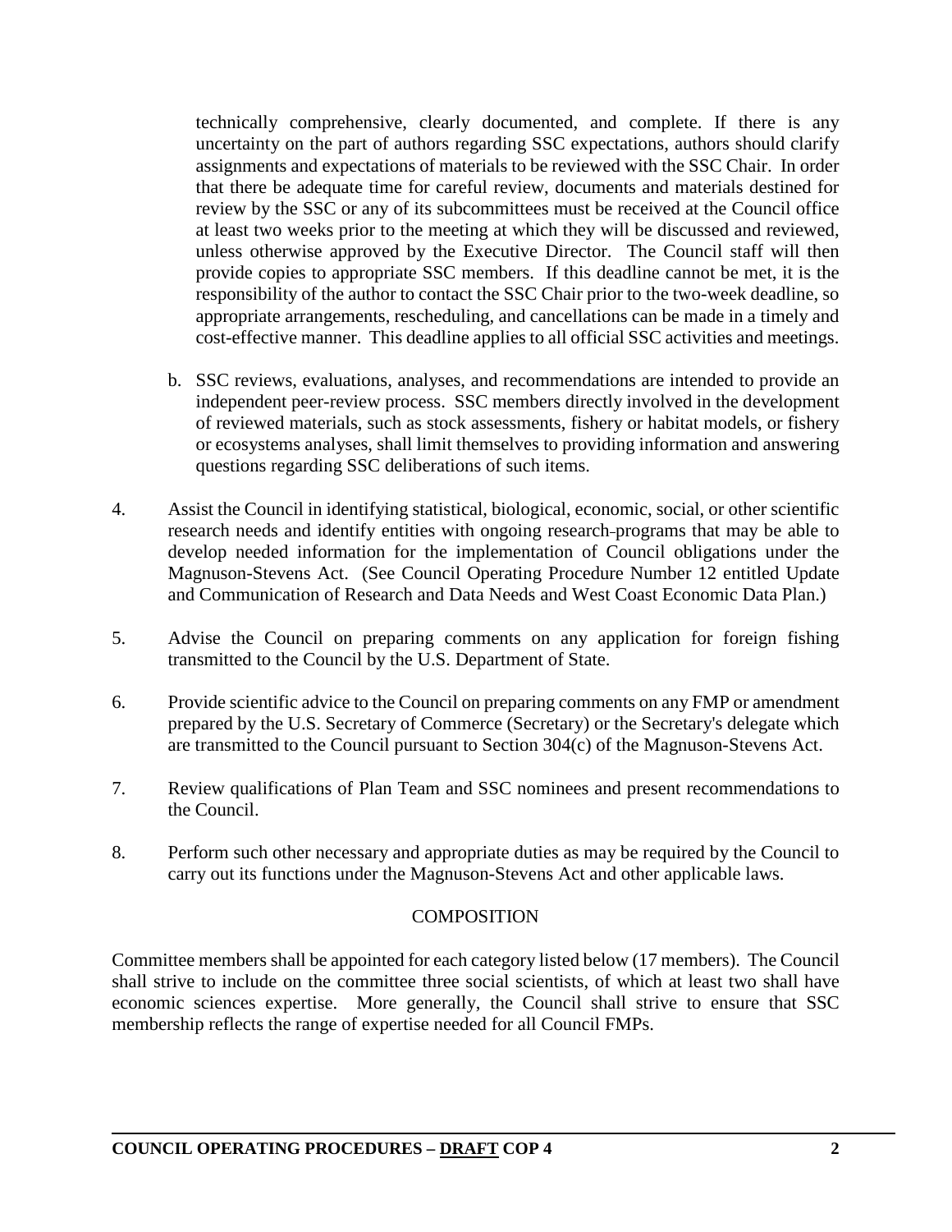technically comprehensive, clearly documented, and complete. If there is any uncertainty on the part of authors regarding SSC expectations, authors should clarify assignments and expectations of materials to be reviewed with the SSC Chair. In order that there be adequate time for careful review, documents and materials destined for review by the SSC or any of its subcommittees must be received at the Council office at least two weeks prior to the meeting at which they will be discussed and reviewed, unless otherwise approved by the Executive Director. The Council staff will then provide copies to appropriate SSC members. If this deadline cannot be met, it is the responsibility of the author to contact the SSC Chair prior to the two-week deadline, so appropriate arrangements, rescheduling, and cancellations can be made in a timely and cost-effective manner. This deadline applies to all official SSC activities and meetings.

   b. SSC reviews, evaluations, analyses, and recommendations are intended to provide an independent peer-review process. SSC members directly involved in the development of reviewed materials, such as stock assessments, fishery or habitat models, or fishery or ecosystems analyses, shall limit themselves to providing information and answering questions regarding SSC deliberations of such items.

4. Assist the Council in identifying statistical, biological, economic, social, or other scientific research needs and identify entities with ongoing research programs that may be able to develop needed information for the implementation of Council obligations under the Magnuson-Stevens Act. (See Council Operating Procedure Number 12 entitled Update and Communication of Research and Data Needs and West Coast Economic Data Plan.)

5. Advise the Council on preparing comments on any application for foreign fishing transmitted to the Council by the U.S. Department of State.

6. Provide scientific advice to the Council on preparing comments on any FMP or amendment prepared by the U.S. Secretary of Commerce (Secretary) or the Secretary's delegate which are transmitted to the Council pursuant to Section 304(c) of the Magnuson-Stevens Act.

7. Review qualifications of Plan Team and SSC nominees and present recommendations to the Council.

8. Perform such other necessary and appropriate duties as may be required by the Council to carry out its functions under the Magnuson-Stevens Act and other applicable laws.

## COMPOSITION

Committee members shall be appointed for each category listed below (17 members). The Council shall strive to include on the committee three social scientists, of which at least two shall have economic sciences expertise. More generally, the Council shall strive to ensure that SSC membership reflects the range of expertise needed for all Council FMPs.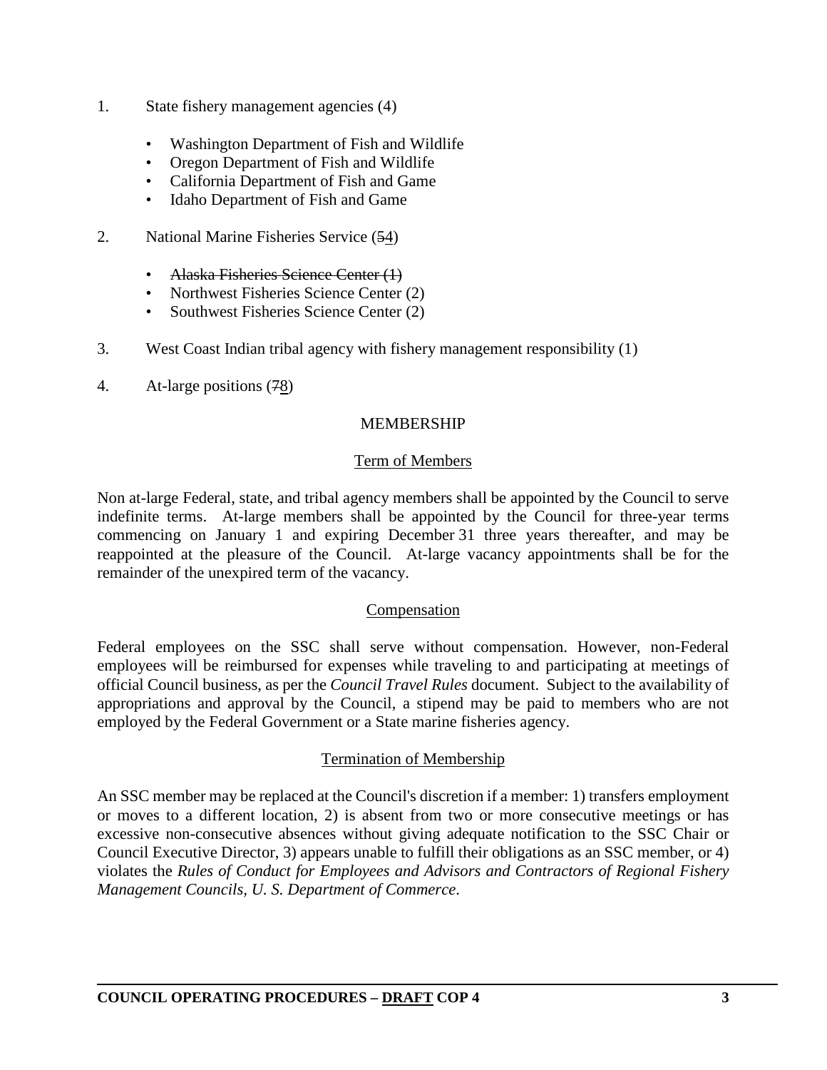1. State fishery management agencies (4)

   - Washington Department of Fish and Wildlife
   - Oregon Department of Fish and Wildlife
   - California Department of Fish and Game
   - Idaho Department of Fish and Game

2. National Marine Fisheries Service (~~5~~4)

   - ~~Alaska Fisheries Science Center (1)~~
   - Northwest Fisheries Science Center (2)
   - Southwest Fisheries Science Center (2)

3. West Coast Indian tribal agency with fishery management responsibility (1)

4. At-large positions (~~7~~8)

## MEMBERSHIP

### Term of Members

Non at-large Federal, state, and tribal agency members shall be appointed by the Council to serve indefinite terms. At-large members shall be appointed by the Council for three-year terms commencing on January 1 and expiring December 31 three years thereafter, and may be reappointed at the pleasure of the Council. At-large vacancy appointments shall be for the remainder of the unexpired term of the vacancy.

### Compensation

Federal employees on the SSC shall serve without compensation. However, non-Federal employees will be reimbursed for expenses while traveling to and participating at meetings of official Council business, as per the *Council Travel Rules* document. Subject to the availability of appropriations and approval by the Council, a stipend may be paid to members who are not employed by the Federal Government or a State marine fisheries agency.

### Termination of Membership

An SSC member may be replaced at the Council's discretion if a member: 1) transfers employment or moves to a different location, 2) is absent from two or more consecutive meetings or has excessive non-consecutive absences without giving adequate notification to the SSC Chair or Council Executive Director, 3) appears unable to fulfill their obligations as an SSC member, or 4) violates the *Rules of Conduct for Employees and Advisors and Contractors of Regional Fishery Management Councils, U. S. Department of Commerce*.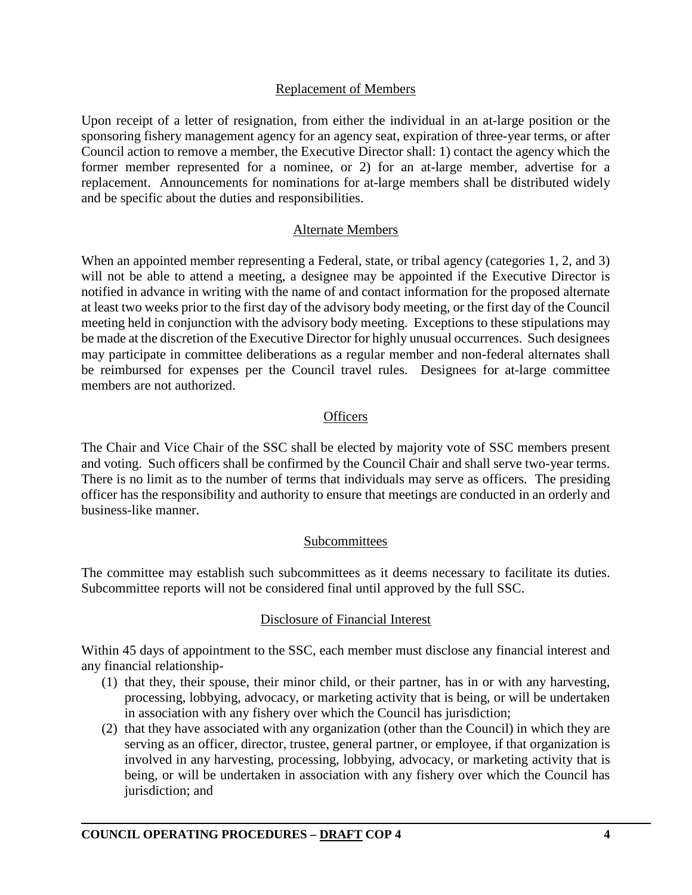## Replacement of Members

Upon receipt of a letter of resignation, from either the individual in an at-large position or the sponsoring fishery management agency for an agency seat, expiration of three-year terms, or after Council action to remove a member, the Executive Director shall: 1) contact the agency which the former member represented for a nominee, or 2) for an at-large member, advertise for a replacement. Announcements for nominations for at-large members shall be distributed widely and be specific about the duties and responsibilities.

## Alternate Members

When an appointed member representing a Federal, state, or tribal agency (categories 1, 2, and 3) will not be able to attend a meeting, a designee may be appointed if the Executive Director is notified in advance in writing with the name of and contact information for the proposed alternate at least two weeks prior to the first day of the advisory body meeting, or the first day of the Council meeting held in conjunction with the advisory body meeting. Exceptions to these stipulations may be made at the discretion of the Executive Director for highly unusual occurrences. Such designees may participate in committee deliberations as a regular member and non-federal alternates shall be reimbursed for expenses per the Council travel rules. Designees for at-large committee members are not authorized.

## Officers

The Chair and Vice Chair of the SSC shall be elected by majority vote of SSC members present and voting. Such officers shall be confirmed by the Council Chair and shall serve two-year terms. There is no limit as to the number of terms that individuals may serve as officers. The presiding officer has the responsibility and authority to ensure that meetings are conducted in an orderly and business-like manner.

## Subcommittees

The committee may establish such subcommittees as it deems necessary to facilitate its duties. Subcommittee reports will not be considered final until approved by the full SSC.

## Disclosure of Financial Interest

Within 45 days of appointment to the SSC, each member must disclose any financial interest and any financial relationship-

(1) that they, their spouse, their minor child, or their partner, has in or with any harvesting, processing, lobbying, advocacy, or marketing activity that is being, or will be undertaken in association with any fishery over which the Council has jurisdiction;

(2) that they have associated with any organization (other than the Council) in which they are serving as an officer, director, trustee, general partner, or employee, if that organization is involved in any harvesting, processing, lobbying, advocacy, or marketing activity that is being, or will be undertaken in association with any fishery over which the Council has jurisdiction; and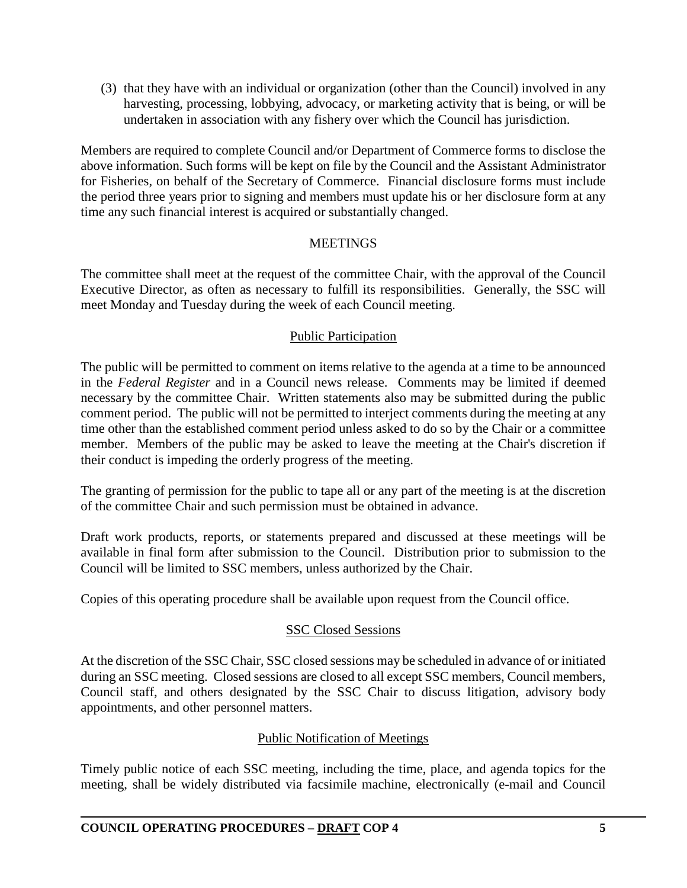(3) that they have with an individual or organization (other than the Council) involved in any harvesting, processing, lobbying, advocacy, or marketing activity that is being, or will be undertaken in association with any fishery over which the Council has jurisdiction.

Members are required to complete Council and/or Department of Commerce forms to disclose the above information. Such forms will be kept on file by the Council and the Assistant Administrator for Fisheries, on behalf of the Secretary of Commerce. Financial disclosure forms must include the period three years prior to signing and members must update his or her disclosure form at any time any such financial interest is acquired or substantially changed.

## MEETINGS

The committee shall meet at the request of the committee Chair, with the approval of the Council Executive Director, as often as necessary to fulfill its responsibilities. Generally, the SSC will meet Monday and Tuesday during the week of each Council meeting.

### Public Participation

The public will be permitted to comment on items relative to the agenda at a time to be announced in the *Federal Register* and in a Council news release. Comments may be limited if deemed necessary by the committee Chair. Written statements also may be submitted during the public comment period. The public will not be permitted to interject comments during the meeting at any time other than the established comment period unless asked to do so by the Chair or a committee member. Members of the public may be asked to leave the meeting at the Chair's discretion if their conduct is impeding the orderly progress of the meeting.

The granting of permission for the public to tape all or any part of the meeting is at the discretion of the committee Chair and such permission must be obtained in advance.

Draft work products, reports, or statements prepared and discussed at these meetings will be available in final form after submission to the Council. Distribution prior to submission to the Council will be limited to SSC members, unless authorized by the Chair.

Copies of this operating procedure shall be available upon request from the Council office.

### SSC Closed Sessions

At the discretion of the SSC Chair, SSC closed sessions may be scheduled in advance of or initiated during an SSC meeting. Closed sessions are closed to all except SSC members, Council members, Council staff, and others designated by the SSC Chair to discuss litigation, advisory body appointments, and other personnel matters.

### Public Notification of Meetings

Timely public notice of each SSC meeting, including the time, place, and agenda topics for the meeting, shall be widely distributed via facsimile machine, electronically (e-mail and Council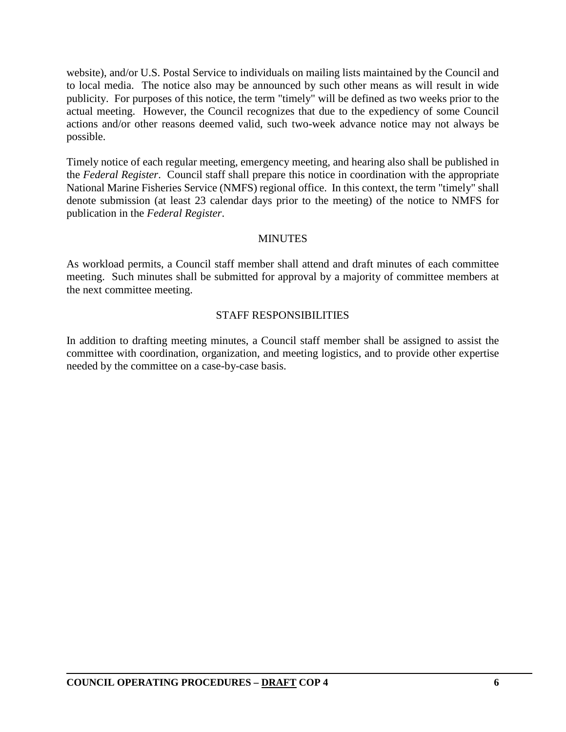website), and/or U.S. Postal Service to individuals on mailing lists maintained by the Council and to local media. The notice also may be announced by such other means as will result in wide publicity. For purposes of this notice, the term "timely" will be defined as two weeks prior to the actual meeting. However, the Council recognizes that due to the expediency of some Council actions and/or other reasons deemed valid, such two-week advance notice may not always be possible.

Timely notice of each regular meeting, emergency meeting, and hearing also shall be published in the *Federal Register*. Council staff shall prepare this notice in coordination with the appropriate National Marine Fisheries Service (NMFS) regional office. In this context, the term "timely" shall denote submission (at least 23 calendar days prior to the meeting) of the notice to NMFS for publication in the *Federal Register*.

## MINUTES

As workload permits, a Council staff member shall attend and draft minutes of each committee meeting. Such minutes shall be submitted for approval by a majority of committee members at the next committee meeting.

## STAFF RESPONSIBILITIES

In addition to drafting meeting minutes, a Council staff member shall be assigned to assist the committee with coordination, organization, and meeting logistics, and to provide other expertise needed by the committee on a case-by-case basis.